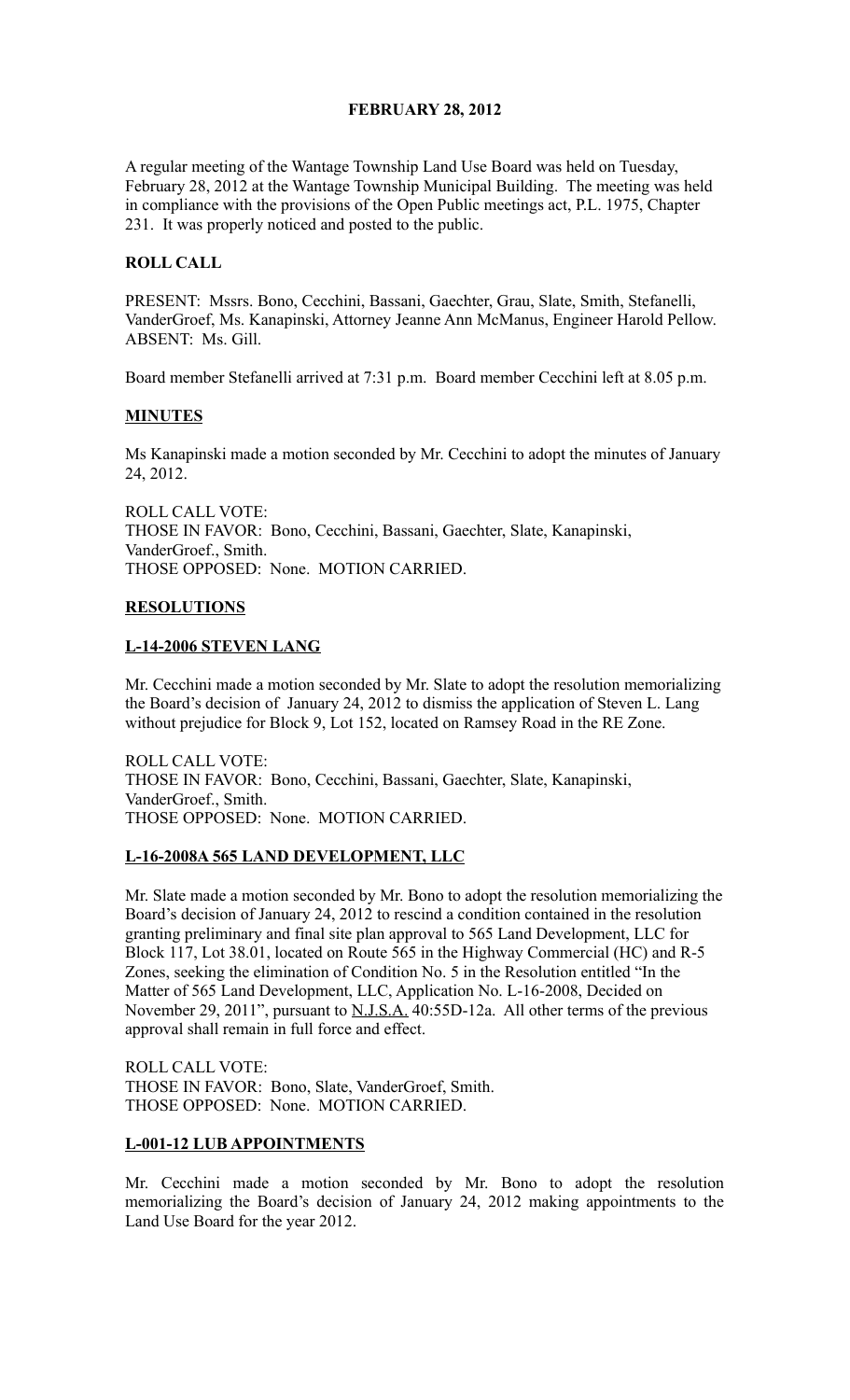# FEBRUARY 28, 2012

A regular meeting of the Wantage Township Land Use Board was held on Tuesday, February 28, 2012 at the Wantage Township Municipal Building. The meeting was held in compliance with the provisions of the Open Public meetings act, P.L. 1975, Chapter 231. It was properly noticed and posted to the public.

## ROLL CALL

PRESENT: Mssrs. Bono, Cecchini, Bassani, Gaechter, Grau, Slate, Smith, Stefanelli, VanderGroef, Ms. Kanapinski, Attorney Jeanne Ann McManus, Engineer Harold Pellow. ABSENT: Ms. Gill.

Board member Stefanelli arrived at 7:31 p.m. Board member Cecchini left at 8.05 p.m.

## MINUTES

Ms Kanapinski made a motion seconded by Mr. Cecchini to adopt the minutes of January 24, 2012.

ROLL CALL VOTE:
THOSE IN FAVOR: Bono, Cecchini, Bassani, Gaechter, Slate, Kanapinski, VanderGroef., Smith.
THOSE OPPOSED: None. MOTION CARRIED.

## RESOLUTIONS

### L-14-2006 STEVEN LANG

Mr. Cecchini made a motion seconded by Mr. Slate to adopt the resolution memorializing the Board's decision of January 24, 2012 to dismiss the application of Steven L. Lang without prejudice for Block 9, Lot 152, located on Ramsey Road in the RE Zone.

ROLL CALL VOTE:
THOSE IN FAVOR: Bono, Cecchini, Bassani, Gaechter, Slate, Kanapinski, VanderGroef., Smith.
THOSE OPPOSED: None. MOTION CARRIED.

### L-16-2008A 565 LAND DEVELOPMENT, LLC

Mr. Slate made a motion seconded by Mr. Bono to adopt the resolution memorializing the Board's decision of January 24, 2012 to rescind a condition contained in the resolution granting preliminary and final site plan approval to 565 Land Development, LLC for Block 117, Lot 38.01, located on Route 565 in the Highway Commercial (HC) and R-5 Zones, seeking the elimination of Condition No. 5 in the Resolution entitled "In the Matter of 565 Land Development, LLC, Application No. L-16-2008, Decided on November 29, 2011", pursuant to N.J.S.A. 40:55D-12a. All other terms of the previous approval shall remain in full force and effect.

ROLL CALL VOTE:
THOSE IN FAVOR: Bono, Slate, VanderGroef, Smith.
THOSE OPPOSED: None. MOTION CARRIED.

### L-001-12 LUB APPOINTMENTS

Mr. Cecchini made a motion seconded by Mr. Bono to adopt the resolution memorializing the Board's decision of January 24, 2012 making appointments to the Land Use Board for the year 2012.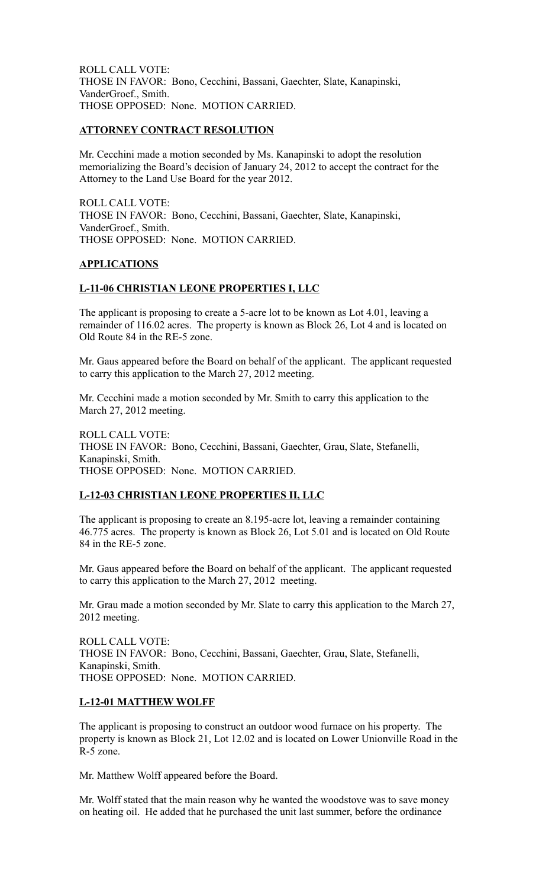ROLL CALL VOTE:
THOSE IN FAVOR: Bono, Cecchini, Bassani, Gaechter, Slate, Kanapinski, VanderGroef., Smith.
THOSE OPPOSED: None. MOTION CARRIED.

**ATTORNEY CONTRACT RESOLUTION**

Mr. Cecchini made a motion seconded by Ms. Kanapinski to adopt the resolution memorializing the Board's decision of January 24, 2012 to accept the contract for the Attorney to the Land Use Board for the year 2012.

ROLL CALL VOTE:
THOSE IN FAVOR: Bono, Cecchini, Bassani, Gaechter, Slate, Kanapinski, VanderGroef., Smith.
THOSE OPPOSED: None. MOTION CARRIED.

**APPLICATIONS**

**L-11-06 CHRISTIAN LEONE PROPERTIES I, LLC**

The applicant is proposing to create a 5-acre lot to be known as Lot 4.01, leaving a remainder of 116.02 acres. The property is known as Block 26, Lot 4 and is located on Old Route 84 in the RE-5 zone.

Mr. Gaus appeared before the Board on behalf of the applicant. The applicant requested to carry this application to the March 27, 2012 meeting.

Mr. Cecchini made a motion seconded by Mr. Smith to carry this application to the March 27, 2012 meeting.

ROLL CALL VOTE:
THOSE IN FAVOR: Bono, Cecchini, Bassani, Gaechter, Grau, Slate, Stefanelli, Kanapinski, Smith.
THOSE OPPOSED: None. MOTION CARRIED.

**L-12-03 CHRISTIAN LEONE PROPERTIES II, LLC**

The applicant is proposing to create an 8.195-acre lot, leaving a remainder containing 46.775 acres. The property is known as Block 26, Lot 5.01 and is located on Old Route 84 in the RE-5 zone.

Mr. Gaus appeared before the Board on behalf of the applicant. The applicant requested to carry this application to the March 27, 2012 meeting.

Mr. Grau made a motion seconded by Mr. Slate to carry this application to the March 27, 2012 meeting.

ROLL CALL VOTE:
THOSE IN FAVOR: Bono, Cecchini, Bassani, Gaechter, Grau, Slate, Stefanelli, Kanapinski, Smith.
THOSE OPPOSED: None. MOTION CARRIED.

**L-12-01 MATTHEW WOLFF**

The applicant is proposing to construct an outdoor wood furnace on his property. The property is known as Block 21, Lot 12.02 and is located on Lower Unionville Road in the R-5 zone.

Mr. Matthew Wolff appeared before the Board.

Mr. Wolff stated that the main reason why he wanted the woodstove was to save money on heating oil. He added that he purchased the unit last summer, before the ordinance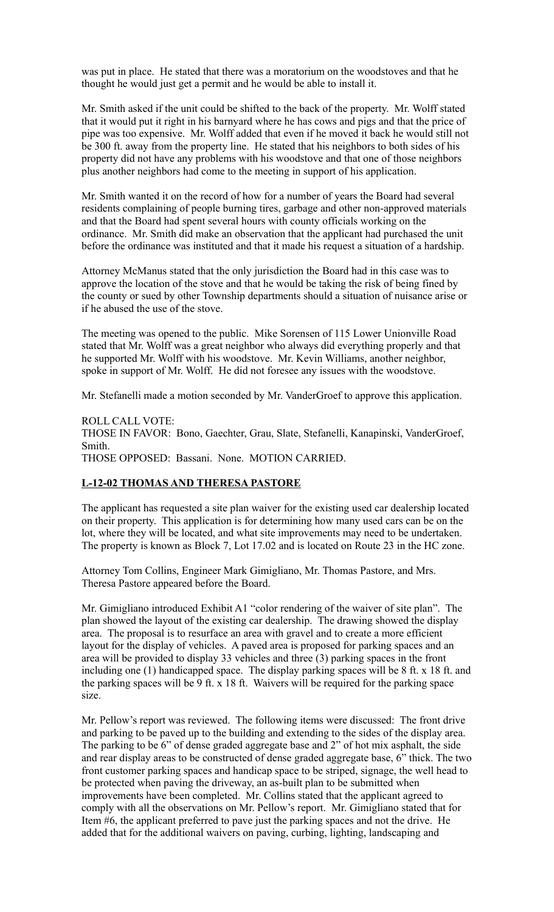was put in place. He stated that there was a moratorium on the woodstoves and that he thought he would just get a permit and he would be able to install it.

Mr. Smith asked if the unit could be shifted to the back of the property. Mr. Wolff stated that it would put it right in his barnyard where he has cows and pigs and that the price of pipe was too expensive. Mr. Wolff added that even if he moved it back he would still not be 300 ft. away from the property line. He stated that his neighbors to both sides of his property did not have any problems with his woodstove and that one of those neighbors plus another neighbors had come to the meeting in support of his application.

Mr. Smith wanted it on the record of how for a number of years the Board had several residents complaining of people burning tires, garbage and other non-approved materials and that the Board had spent several hours with county officials working on the ordinance. Mr. Smith did make an observation that the applicant had purchased the unit before the ordinance was instituted and that it made his request a situation of a hardship.

Attorney McManus stated that the only jurisdiction the Board had in this case was to approve the location of the stove and that he would be taking the risk of being fined by the county or sued by other Township departments should a situation of nuisance arise or if he abused the use of the stove.

The meeting was opened to the public. Mike Sorensen of 115 Lower Unionville Road stated that Mr. Wolff was a great neighbor who always did everything properly and that he supported Mr. Wolff with his woodstove. Mr. Kevin Williams, another neighbor, spoke in support of Mr. Wolff. He did not foresee any issues with the woodstove.

Mr. Stefanelli made a motion seconded by Mr. VanderGroef to approve this application.

ROLL CALL VOTE:
THOSE IN FAVOR: Bono, Gaechter, Grau, Slate, Stefanelli, Kanapinski, VanderGroef, Smith.
THOSE OPPOSED: Bassani. None. MOTION CARRIED.

**L-12-02 THOMAS AND THERESA PASTORE**

The applicant has requested a site plan waiver for the existing used car dealership located on their property. This application is for determining how many used cars can be on the lot, where they will be located, and what site improvements may need to be undertaken. The property is known as Block 7, Lot 17.02 and is located on Route 23 in the HC zone.

Attorney Tom Collins, Engineer Mark Gimigliano, Mr. Thomas Pastore, and Mrs. Theresa Pastore appeared before the Board.

Mr. Gimigliano introduced Exhibit A1 "color rendering of the waiver of site plan". The plan showed the layout of the existing car dealership. The drawing showed the display area. The proposal is to resurface an area with gravel and to create a more efficient layout for the display of vehicles. A paved area is proposed for parking spaces and an area will be provided to display 33 vehicles and three (3) parking spaces in the front including one (1) handicapped space. The display parking spaces will be 8 ft. x 18 ft. and the parking spaces will be 9 ft. x 18 ft. Waivers will be required for the parking space size.

Mr. Pellow's report was reviewed. The following items were discussed: The front drive and parking to be paved up to the building and extending to the sides of the display area. The parking to be 6" of dense graded aggregate base and 2" of hot mix asphalt, the side and rear display areas to be constructed of dense graded aggregate base, 6" thick. The two front customer parking spaces and handicap space to be striped, signage, the well head to be protected when paving the driveway, an as-built plan to be submitted when improvements have been completed. Mr. Collins stated that the applicant agreed to comply with all the observations on Mr. Pellow's report. Mr. Gimigliano stated that for Item #6, the applicant preferred to pave just the parking spaces and not the drive. He added that for the additional waivers on paving, curbing, lighting, landscaping and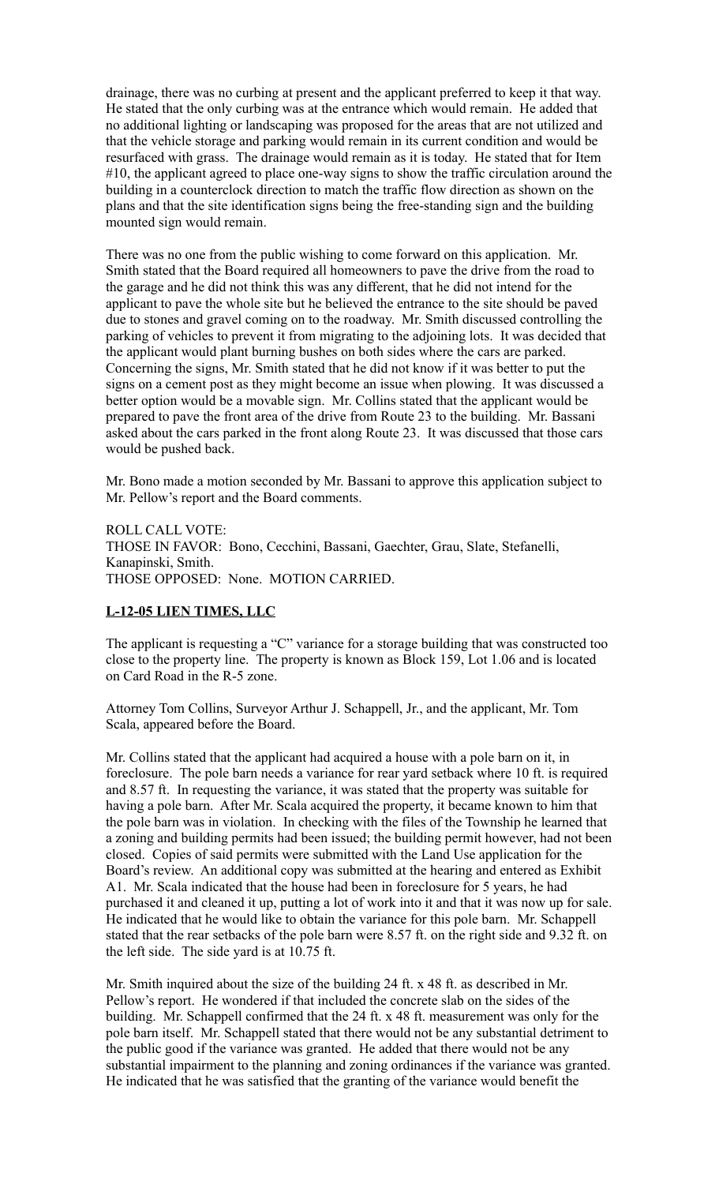drainage, there was no curbing at present and the applicant preferred to keep it that way. He stated that the only curbing was at the entrance which would remain. He added that no additional lighting or landscaping was proposed for the areas that are not utilized and that the vehicle storage and parking would remain in its current condition and would be resurfaced with grass. The drainage would remain as it is today. He stated that for Item #10, the applicant agreed to place one-way signs to show the traffic circulation around the building in a counterclock direction to match the traffic flow direction as shown on the plans and that the site identification signs being the free-standing sign and the building mounted sign would remain.

There was no one from the public wishing to come forward on this application. Mr. Smith stated that the Board required all homeowners to pave the drive from the road to the garage and he did not think this was any different, that he did not intend for the applicant to pave the whole site but he believed the entrance to the site should be paved due to stones and gravel coming on to the roadway. Mr. Smith discussed controlling the parking of vehicles to prevent it from migrating to the adjoining lots. It was decided that the applicant would plant burning bushes on both sides where the cars are parked. Concerning the signs, Mr. Smith stated that he did not know if it was better to put the signs on a cement post as they might become an issue when plowing. It was discussed a better option would be a movable sign. Mr. Collins stated that the applicant would be prepared to pave the front area of the drive from Route 23 to the building. Mr. Bassani asked about the cars parked in the front along Route 23. It was discussed that those cars would be pushed back.

Mr. Bono made a motion seconded by Mr. Bassani to approve this application subject to Mr. Pellow's report and the Board comments.

ROLL CALL VOTE:
THOSE IN FAVOR: Bono, Cecchini, Bassani, Gaechter, Grau, Slate, Stefanelli, Kanapinski, Smith.
THOSE OPPOSED: None. MOTION CARRIED.

**L-12-05 LIEN TIMES, LLC**

The applicant is requesting a "C" variance for a storage building that was constructed too close to the property line. The property is known as Block 159, Lot 1.06 and is located on Card Road in the R-5 zone.

Attorney Tom Collins, Surveyor Arthur J. Schappell, Jr., and the applicant, Mr. Tom Scala, appeared before the Board.

Mr. Collins stated that the applicant had acquired a house with a pole barn on it, in foreclosure. The pole barn needs a variance for rear yard setback where 10 ft. is required and 8.57 ft. In requesting the variance, it was stated that the property was suitable for having a pole barn. After Mr. Scala acquired the property, it became known to him that the pole barn was in violation. In checking with the files of the Township he learned that a zoning and building permits had been issued; the building permit however, had not been closed. Copies of said permits were submitted with the Land Use application for the Board's review. An additional copy was submitted at the hearing and entered as Exhibit A1. Mr. Scala indicated that the house had been in foreclosure for 5 years, he had purchased it and cleaned it up, putting a lot of work into it and that it was now up for sale. He indicated that he would like to obtain the variance for this pole barn. Mr. Schappell stated that the rear setbacks of the pole barn were 8.57 ft. on the right side and 9.32 ft. on the left side. The side yard is at 10.75 ft.

Mr. Smith inquired about the size of the building 24 ft. x 48 ft. as described in Mr. Pellow's report. He wondered if that included the concrete slab on the sides of the building. Mr. Schappell confirmed that the 24 ft. x 48 ft. measurement was only for the pole barn itself. Mr. Schappell stated that there would not be any substantial detriment to the public good if the variance was granted. He added that there would not be any substantial impairment to the planning and zoning ordinances if the variance was granted. He indicated that he was satisfied that the granting of the variance would benefit the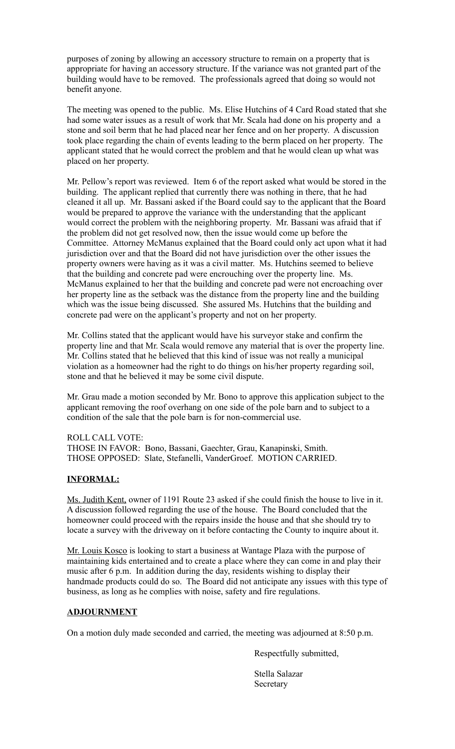purposes of zoning by allowing an accessory structure to remain on a property that is appropriate for having an accessory structure. If the variance was not granted part of the building would have to be removed. The professionals agreed that doing so would not benefit anyone.

The meeting was opened to the public. Ms. Elise Hutchins of 4 Card Road stated that she had some water issues as a result of work that Mr. Scala had done on his property and a stone and soil berm that he had placed near her fence and on her property. A discussion took place regarding the chain of events leading to the berm placed on her property. The applicant stated that he would correct the problem and that he would clean up what was placed on her property.

Mr. Pellow's report was reviewed. Item 6 of the report asked what would be stored in the building. The applicant replied that currently there was nothing in there, that he had cleaned it all up. Mr. Bassani asked if the Board could say to the applicant that the Board would be prepared to approve the variance with the understanding that the applicant would correct the problem with the neighboring property. Mr. Bassani was afraid that if the problem did not get resolved now, then the issue would come up before the Committee. Attorney McManus explained that the Board could only act upon what it had jurisdiction over and that the Board did not have jurisdiction over the other issues the property owners were having as it was a civil matter. Ms. Hutchins seemed to believe that the building and concrete pad were encrouching over the property line. Ms. McManus explained to her that the building and concrete pad were not encroaching over her property line as the setback was the distance from the property line and the building which was the issue being discussed. She assured Ms. Hutchins that the building and concrete pad were on the applicant's property and not on her property.

Mr. Collins stated that the applicant would have his surveyor stake and confirm the property line and that Mr. Scala would remove any material that is over the property line. Mr. Collins stated that he believed that this kind of issue was not really a municipal violation as a homeowner had the right to do things on his/her property regarding soil, stone and that he believed it may be some civil dispute.

Mr. Grau made a motion seconded by Mr. Bono to approve this application subject to the applicant removing the roof overhang on one side of the pole barn and to subject to a condition of the sale that the pole barn is for non-commercial use.

ROLL CALL VOTE:
THOSE IN FAVOR: Bono, Bassani, Gaechter, Grau, Kanapinski, Smith.
THOSE OPPOSED: Slate, Stefanelli, VanderGroef. MOTION CARRIED.

## INFORMAL:

Ms. Judith Kent, owner of 1191 Route 23 asked if she could finish the house to live in it. A discussion followed regarding the use of the house. The Board concluded that the homeowner could proceed with the repairs inside the house and that she should try to locate a survey with the driveway on it before contacting the County to inquire about it.

Mr. Louis Kosco is looking to start a business at Wantage Plaza with the purpose of maintaining kids entertained and to create a place where they can come in and play their music after 6 p.m. In addition during the day, residents wishing to display their handmade products could do so. The Board did not anticipate any issues with this type of business, as long as he complies with noise, safety and fire regulations.

## ADJOURNMENT

On a motion duly made seconded and carried, the meeting was adjourned at 8:50 p.m.

Respectfully submitted,

Stella Salazar
Secretary